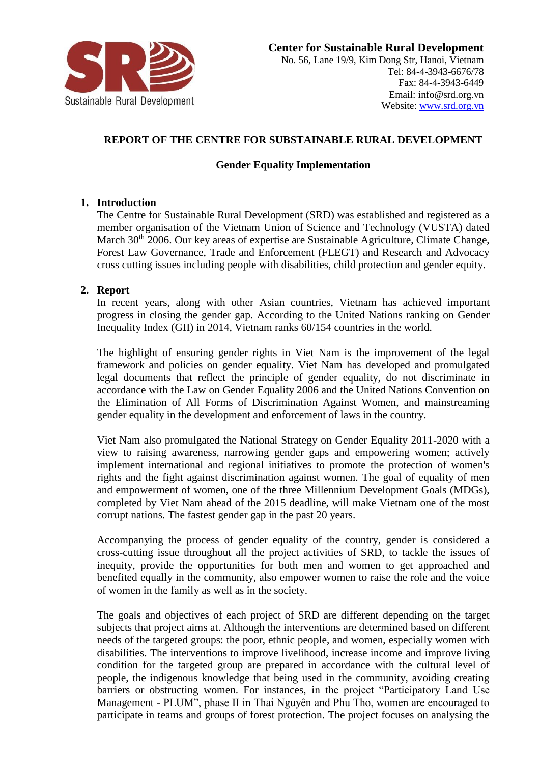Sustainable Rural Development

**Center for Sustainable Rural Development**
No. 56, Lane 19/9, Kim Dong Str, Hanoi, Vietnam
Tel: 84-4-3943-6676/78
Fax: 84-4-3943-6449
Email: info@srd.org.vn
Website: www.srd.org.vn

# REPORT OF THE CENTRE FOR SUBSTAINABLE RURAL DEVELOPMENT

## Gender Equality Implementation

### 1. Introduction

The Centre for Sustainable Rural Development (SRD) was established and registered as a member organisation of the Vietnam Union of Science and Technology (VUSTA) dated March 30th 2006. Our key areas of expertise are Sustainable Agriculture, Climate Change, Forest Law Governance, Trade and Enforcement (FLEGT) and Research and Advocacy cross cutting issues including people with disabilities, child protection and gender equity.

### 2. Report

In recent years, along with other Asian countries, Vietnam has achieved important progress in closing the gender gap. According to the United Nations ranking on Gender Inequality Index (GII) in 2014, Vietnam ranks 60/154 countries in the world.

The highlight of ensuring gender rights in Viet Nam is the improvement of the legal framework and policies on gender equality. Viet Nam has developed and promulgated legal documents that reflect the principle of gender equality, do not discriminate in accordance with the Law on Gender Equality 2006 and the United Nations Convention on the Elimination of All Forms of Discrimination Against Women, and mainstreaming gender equality in the development and enforcement of laws in the country.

Viet Nam also promulgated the National Strategy on Gender Equality 2011-2020 with a view to raising awareness, narrowing gender gaps and empowering women; actively implement international and regional initiatives to promote the protection of women's rights and the fight against discrimination against women. The goal of equality of men and empowerment of women, one of the three Millennium Development Goals (MDGs), completed by Viet Nam ahead of the 2015 deadline, will make Vietnam one of the most corrupt nations. The fastest gender gap in the past 20 years.

Accompanying the process of gender equality of the country, gender is considered a cross-cutting issue throughout all the project activities of SRD, to tackle the issues of inequity, provide the opportunities for both men and women to get approached and benefited equally in the community, also empower women to raise the role and the voice of women in the family as well as in the society.

The goals and objectives of each project of SRD are different depending on the target subjects that project aims at. Although the interventions are determined based on different needs of the targeted groups: the poor, ethnic people, and women, especially women with disabilities. The interventions to improve livelihood, increase income and improve living condition for the targeted group are prepared in accordance with the cultural level of people, the indigenous knowledge that being used in the community, avoiding creating barriers or obstructing women. For instances, in the project "Participatory Land Use Management - PLUM", phase II in Thai Nguyên and Phu Tho, women are encouraged to participate in teams and groups of forest protection. The project focuses on analysing the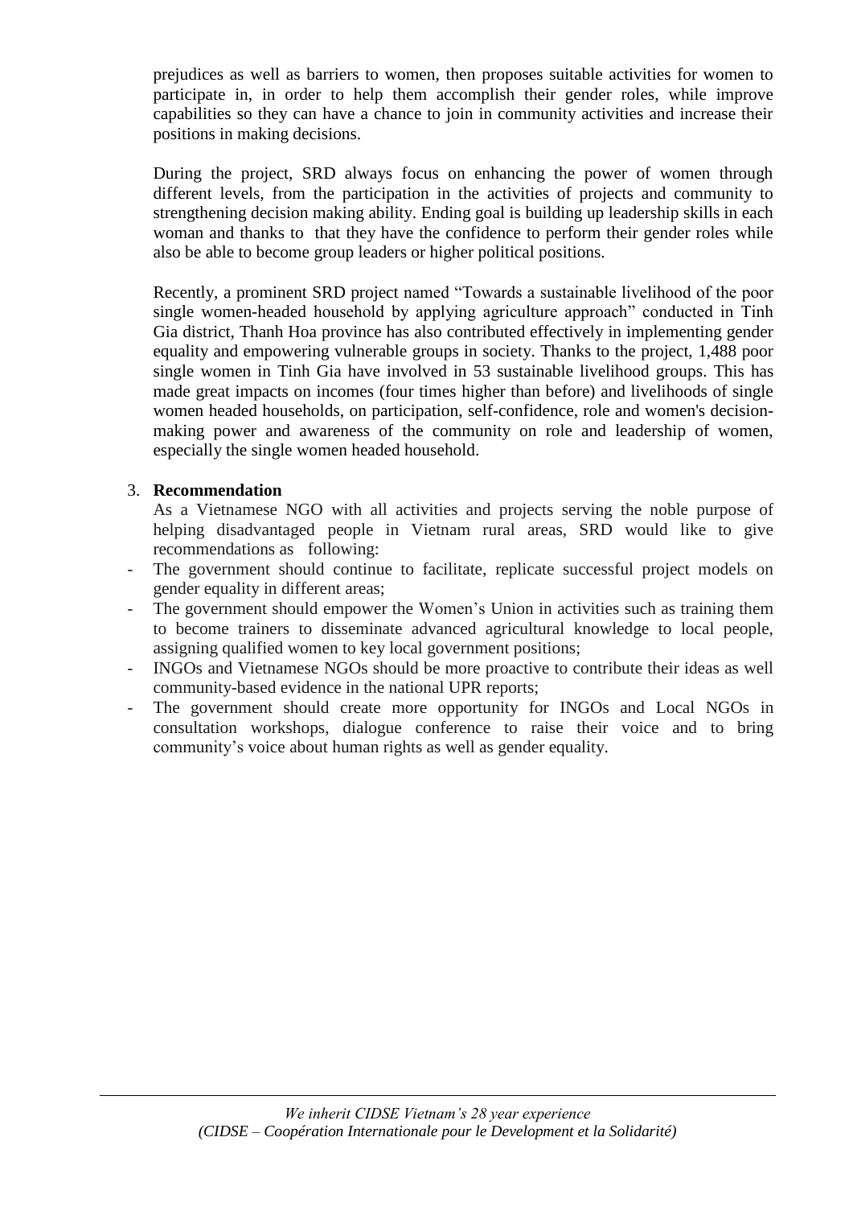prejudices as well as barriers to women, then proposes suitable activities for women to participate in, in order to help them accomplish their gender roles, while improve capabilities so they can have a chance to join in community activities and increase their positions in making decisions.

During the project, SRD always focus on enhancing the power of women through different levels, from the participation in the activities of projects and community to strengthening decision making ability. Ending goal is building up leadership skills in each woman and thanks to that they have the confidence to perform their gender roles while also be able to become group leaders or higher political positions.

Recently, a prominent SRD project named "Towards a sustainable livelihood of the poor single women-headed household by applying agriculture approach" conducted in Tinh Gia district, Thanh Hoa province has also contributed effectively in implementing gender equality and empowering vulnerable groups in society. Thanks to the project, 1,488 poor single women in Tinh Gia have involved in 53 sustainable livelihood groups. This has made great impacts on incomes (four times higher than before) and livelihoods of single women headed households, on participation, self-confidence, role and women's decision-making power and awareness of the community on role and leadership of women, especially the single women headed household.

3. **Recommendation**

As a Vietnamese NGO with all activities and projects serving the noble purpose of helping disadvantaged people in Vietnam rural areas, SRD would like to give recommendations as following:

- The government should continue to facilitate, replicate successful project models on gender equality in different areas;
- The government should empower the Women's Union in activities such as training them to become trainers to disseminate advanced agricultural knowledge to local people, assigning qualified women to key local government positions;
- INGOs and Vietnamese NGOs should be more proactive to contribute their ideas as well community-based evidence in the national UPR reports;
- The government should create more opportunity for INGOs and Local NGOs in consultation workshops, dialogue conference to raise their voice and to bring community's voice about human rights as well as gender equality.